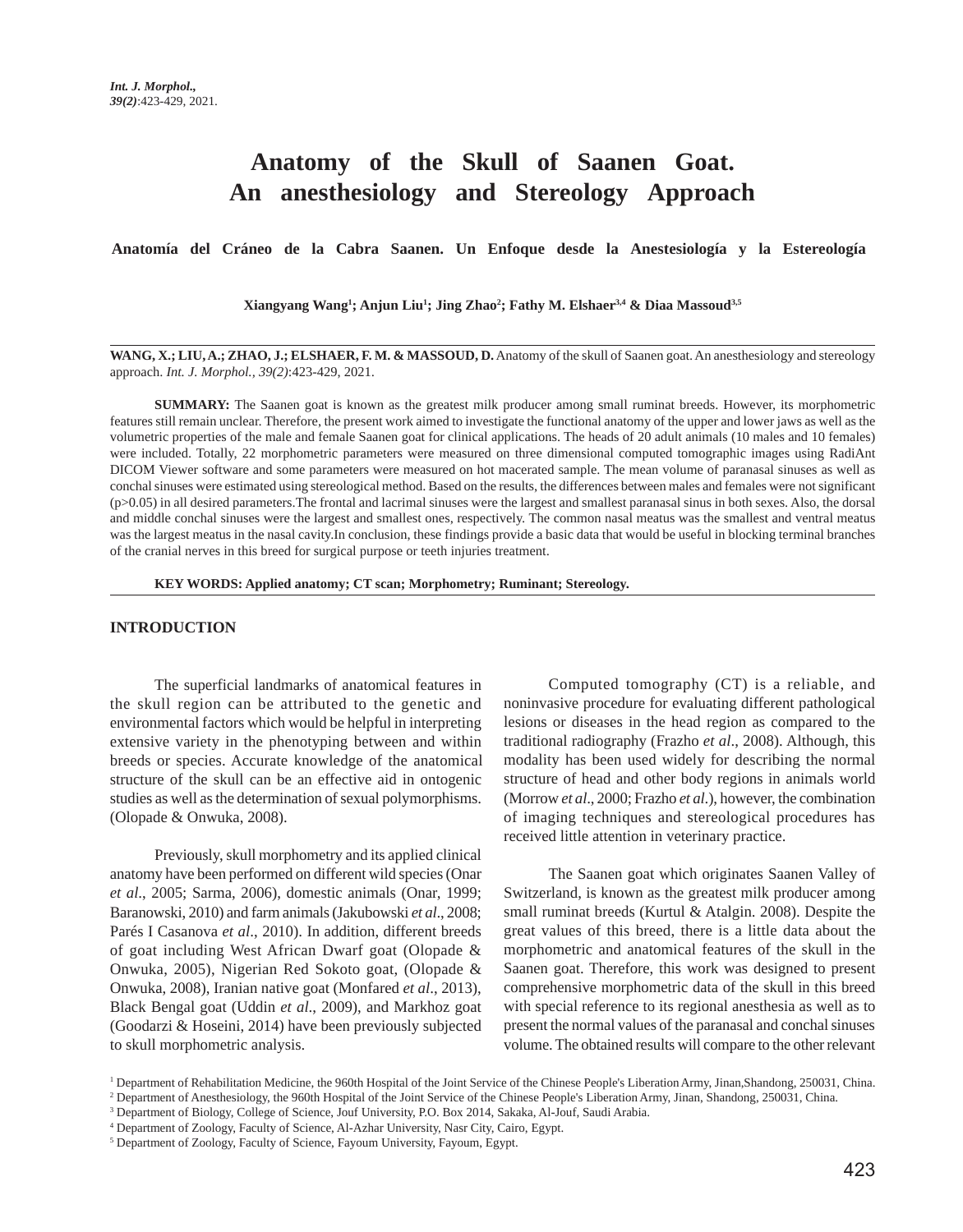# Anatomy of the Skull of Saanen Goat. An anesthesiology and Stereology Approach

**Anatomía del Cráneo de la Cabra Saanen. Un Enfoque desde la Anestesiología y la Estereología**

**Xiangyang Wang[1]; Anjun Liu[1]; Jing Zhao[2]; Fathy M. Elshaer[3,4] & Diaa Massoud[3,5]**

**WANG, X.; LIU, A.; ZHAO, J.; ELSHAER, F. M. & MASSOUD, D.** Anatomy of the skull of Saanen goat. An anesthesiology and stereology approach. *Int. J. Morphol., 39(2)*:423-429, 2021.

**SUMMARY:** The Saanen goat is known as the greatest milk producer among small ruminat breeds. However, its morphometric features still remain unclear. Therefore, the present work aimed to investigate the functional anatomy of the upper and lower jaws as well as the volumetric properties of the male and female Saanen goat for clinical applications. The heads of 20 adult animals (10 males and 10 females) were included. Totally, 22 morphometric parameters were measured on three dimensional computed tomographic images using RadiAnt DICOM Viewer software and some parameters were measured on hot macerated sample. The mean volume of paranasal sinuses as well as conchal sinuses were estimated using stereological method. Based on the results, the differences between males and females were not significant ($p>0.05$) in all desired parameters.The frontal and lacrimal sinuses were the largest and smallest paranasal sinus in both sexes. Also, the dorsal and middle conchal sinuses were the largest and smallest ones, respectively. The common nasal meatus was the smallest and ventral meatus was the largest meatus in the nasal cavity.In conclusion, these findings provide a basic data that would be useful in blocking terminal branches of the cranial nerves in this breed for surgical purpose or teeth injuries treatment.

**KEY WORDS: Applied anatomy; CT scan; Morphometry; Ruminant; Stereology.**

## INTRODUCTION

The superficial landmarks of anatomical features in the skull region can be attributed to the genetic and environmental factors which would be helpful in interpreting extensive variety in the phenotyping between and within breeds or species. Accurate knowledge of the anatomical structure of the skull can be an effective aid in ontogenic studies as well as the determination of sexual polymorphisms. (Olopade & Onwuka, 2008).

Previously, skull morphometry and its applied clinical anatomy have been performed on different wild species (Onar *et al*., 2005; Sarma, 2006), domestic animals (Onar, 1999; Baranowski, 2010) and farm animals (Jakubowski *et al*., 2008; Parés I Casanova *et al*., 2010). In addition, different breeds of goat including West African Dwarf goat (Olopade & Onwuka, 2005), Nigerian Red Sokoto goat, (Olopade & Onwuka, 2008), Iranian native goat (Monfared *et al*., 2013), Black Bengal goat (Uddin *et al*., 2009), and Markhoz goat (Goodarzi & Hoseini, 2014) have been previously subjected to skull morphometric analysis.

Computed tomography (CT) is a reliable, and noninvasive procedure for evaluating different pathological lesions or diseases in the head region as compared to the traditional radiography (Frazho *et al*., 2008). Although, this modality has been used widely for describing the normal structure of head and other body regions in animals world (Morrow *et al*., 2000; Frazho *et al*.), however, the combination of imaging techniques and stereological procedures has received little attention in veterinary practice.

The Saanen goat which originates Saanen Valley of Switzerland, is known as the greatest milk producer among small ruminat breeds (Kurtul & Atalgin. 2008). Despite the great values of this breed, there is a little data about the morphometric and anatomical features of the skull in the Saanen goat. Therefore, this work was designed to present comprehensive morphometric data of the skull in this breed with special reference to its regional anesthesia as well as to present the normal values of the paranasal and conchal sinuses volume. The obtained results will compare to the other relevant

[1] Department of Rehabilitation Medicine, the 960th Hospital of the Joint Service of the Chinese People's Liberation Army, Jinan,Shandong, 250031, China.
[2] Department of Anesthesiology, the 960th Hospital of the Joint Service of the Chinese People's Liberation Army, Jinan, Shandong, 250031, China.
[3] Department of Biology, College of Science, Jouf University, P.O. Box 2014, Sakaka, Al-Jouf, Saudi Arabia.
[4] Department of Zoology, Faculty of Science, Al-Azhar University, Nasr City, Cairo, Egypt.
[5] Department of Zoology, Faculty of Science, Fayoum University, Fayoum, Egypt.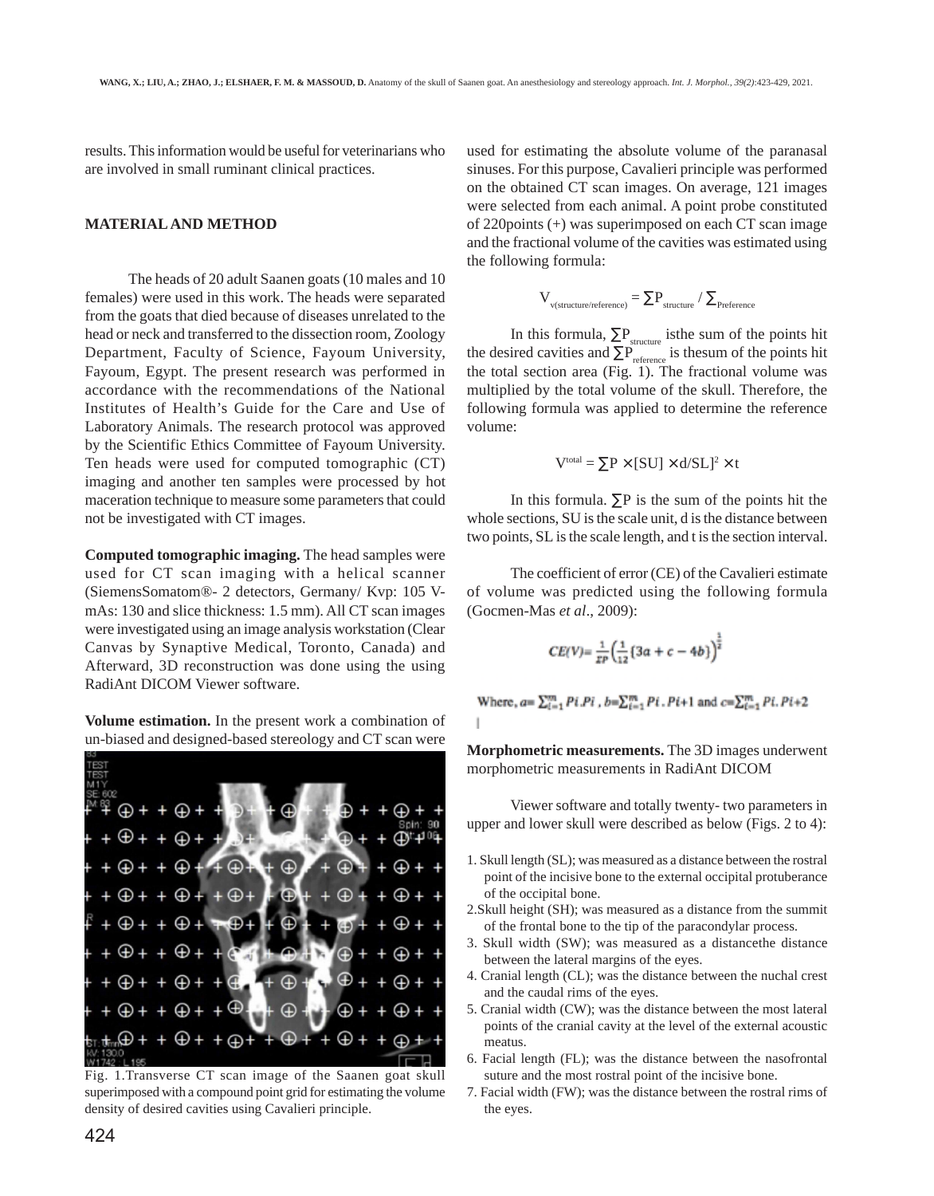results. This information would be useful for veterinarians who are involved in small ruminant clinical practices.

## MATERIAL AND METHOD

The heads of 20 adult Saanen goats (10 males and 10 females) were used in this work. The heads were separated from the goats that died because of diseases unrelated to the head or neck and transferred to the dissection room, Zoology Department, Faculty of Science, Fayoum University, Fayoum, Egypt. The present research was performed in accordance with the recommendations of the National Institutes of Health's Guide for the Care and Use of Laboratory Animals. The research protocol was approved by the Scientific Ethics Committee of Fayoum University. Ten heads were used for computed tomographic (CT) imaging and another ten samples were processed by hot maceration technique to measure some parameters that could not be investigated with CT images.

**Computed tomographic imaging.** The head samples were used for CT scan imaging with a helical scanner (SiemensSomatom®- 2 detectors, Germany/ Kvp: 105 V-mAs: 130 and slice thickness: 1.5 mm). All CT scan images were investigated using an image analysis workstation (Clear Canvas by Synaptive Medical, Toronto, Canada) and Afterward, 3D reconstruction was done using the using RadiAnt DICOM Viewer software.

**Volume estimation.** In the present work a combination of un-biased and designed-based stereology and CT scan were used for estimating the absolute volume of the paranasal sinuses. For this purpose, Cavalieri principle was performed on the obtained CT scan images. On average, 121 images were selected from each animal. A point probe constituted of 220points (+) was superimposed on each CT scan image and the fractional volume of the cavities was estimated using the following formula:

$$V_{v(structure/reference)} = \sum P_{structure} / \sum P_{reference}$$

In this formula, $\sum P_{structure}$ isthe sum of the points hit the desired cavities and $\sum P_{reference}$ is thesum of the points hit the total section area (Fig. 1). The fractional volume was multiplied by the total volume of the skull. Therefore, the following formula was applied to determine the reference volume:

$$V^{total} = \sum P \times [SU] \times d/SL]^2 \times t$$

In this formula. $\sum P$ is the sum of the points hit the whole sections, SU is the scale unit, d is the distance between two points, SL is the scale length, and t is the section interval.

The coefficient of error (CE) of the Cavalieri estimate of volume was predicted using the following formula (Gocmen-Mas *et al*., 2009):

$$CE(V) = \frac{1}{\Sigma P}\left(\frac{1}{12}(3a + c - 4b)\right)^{\frac{1}{2}}$$

Where, $a = \sum_{i=1}^{m} Pi.Pi$ , $b = \sum_{i=1}^{m} Pi.Pi+1$ and $c = \sum_{i=1}^{m} Pi.Pi+2$

Fig. 1.Transverse CT scan image of the Saanen goat skull superimposed with a compound point grid for estimating the volume density of desired cavities using Cavalieri principle.

**Morphometric measurements.** The 3D images underwent morphometric measurements in RadiAnt DICOM

Viewer software and totally twenty- two parameters in upper and lower skull were described as below (Figs. 2 to 4):

1. Skull length (SL); was measured as a distance between the rostral point of the incisive bone to the external occipital protuberance of the occipital bone.
2. Skull height (SH); was measured as a distance from the summit of the frontal bone to the tip of the paracondylar process.
3. Skull width (SW); was measured as a distancethe distance between the lateral margins of the eyes.
4. Cranial length (CL); was the distance between the nuchal crest and the caudal rims of the eyes.
5. Cranial width (CW); was the distance between the most lateral points of the cranial cavity at the level of the external acoustic meatus.
6. Facial length (FL); was the distance between the nasofrontal suture and the most rostral point of the incisive bone.
7. Facial width (FW); was the distance between the rostral rims of the eyes.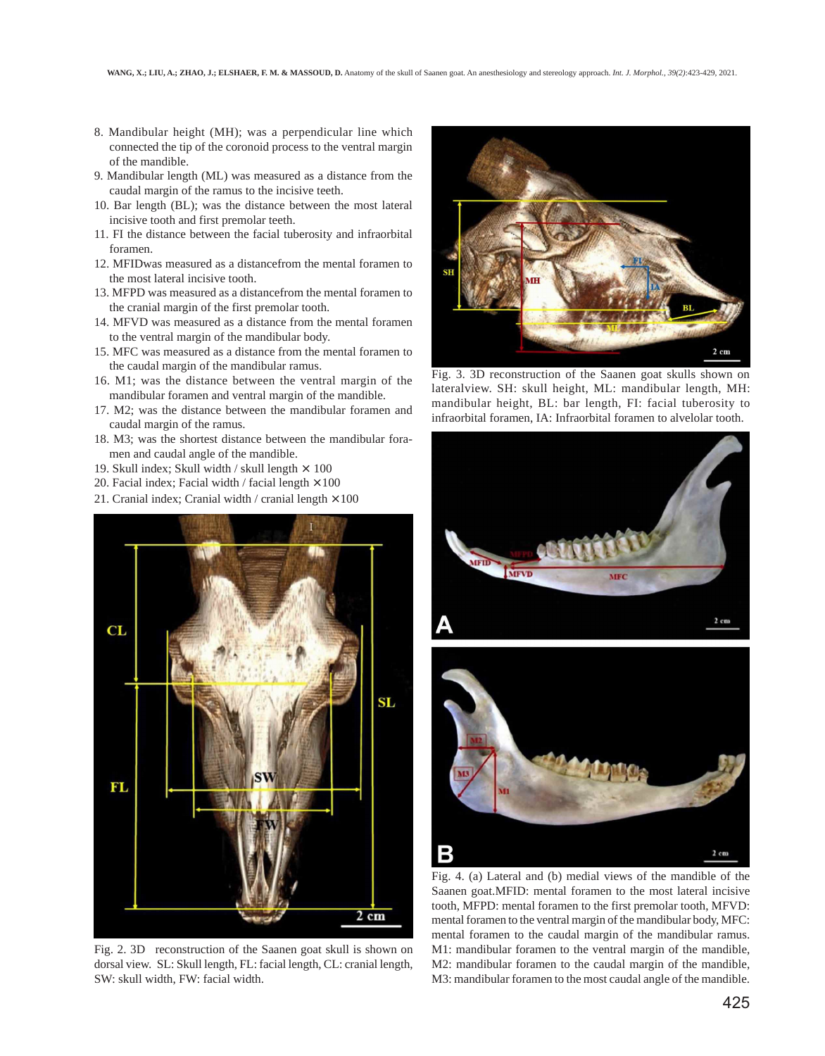8. Mandibular height (MH); was a perpendicular line which connected the tip of the coronoid process to the ventral margin of the mandible.
9. Mandibular length (ML) was measured as a distance from the caudal margin of the ramus to the incisive teeth.
10. Bar length (BL); was the distance between the most lateral incisive tooth and first premolar teeth.
11. FI the distance between the facial tuberosity and infraorbital foramen.
12. MFIDwas measured as a distancefrom the mental foramen to the most lateral incisive tooth.
13. MFPD was measured as a distancefrom the mental foramen to the cranial margin of the first premolar tooth.
14. MFVD was measured as a distance from the mental foramen to the ventral margin of the mandibular body.
15. MFC was measured as a distance from the mental foramen to the caudal margin of the mandibular ramus.
16. M1; was the distance between the ventral margin of the mandibular foramen and ventral margin of the mandible.
17. M2; was the distance between the mandibular foramen and caudal margin of the ramus.
18. M3; was the shortest distance between the mandibular foramen and caudal angle of the mandible.
19. Skull index; Skull width / skull length × 100
20. Facial index; Facial width / facial length ×100
21. Cranial index; Cranial width / cranial length ×100

Fig. 2. 3D reconstruction of the Saanen goat skull is shown on dorsal view. SL: Skull length, FL: facial length, CL: cranial length, SW: skull width, FW: facial width.

Fig. 3. 3D reconstruction of the Saanen goat skulls shown on lateralview. SH: skull height, ML: mandibular length, MH: mandibular height, BL: bar length, FI: facial tuberosity to infraorbital foramen, IA: Infraorbital foramen to alvelolar tooth.

Fig. 4. (a) Lateral and (b) medial views of the mandible of the Saanen goat.MFID: mental foramen to the most lateral incisive tooth, MFPD: mental foramen to the first premolar tooth, MFVD: mental foramen to the ventral margin of the mandibular body, MFC: mental foramen to the caudal margin of the mandibular ramus. M1: mandibular foramen to the ventral margin of the mandible, M2: mandibular foramen to the caudal margin of the mandible, M3: mandibular foramen to the most caudal angle of the mandible.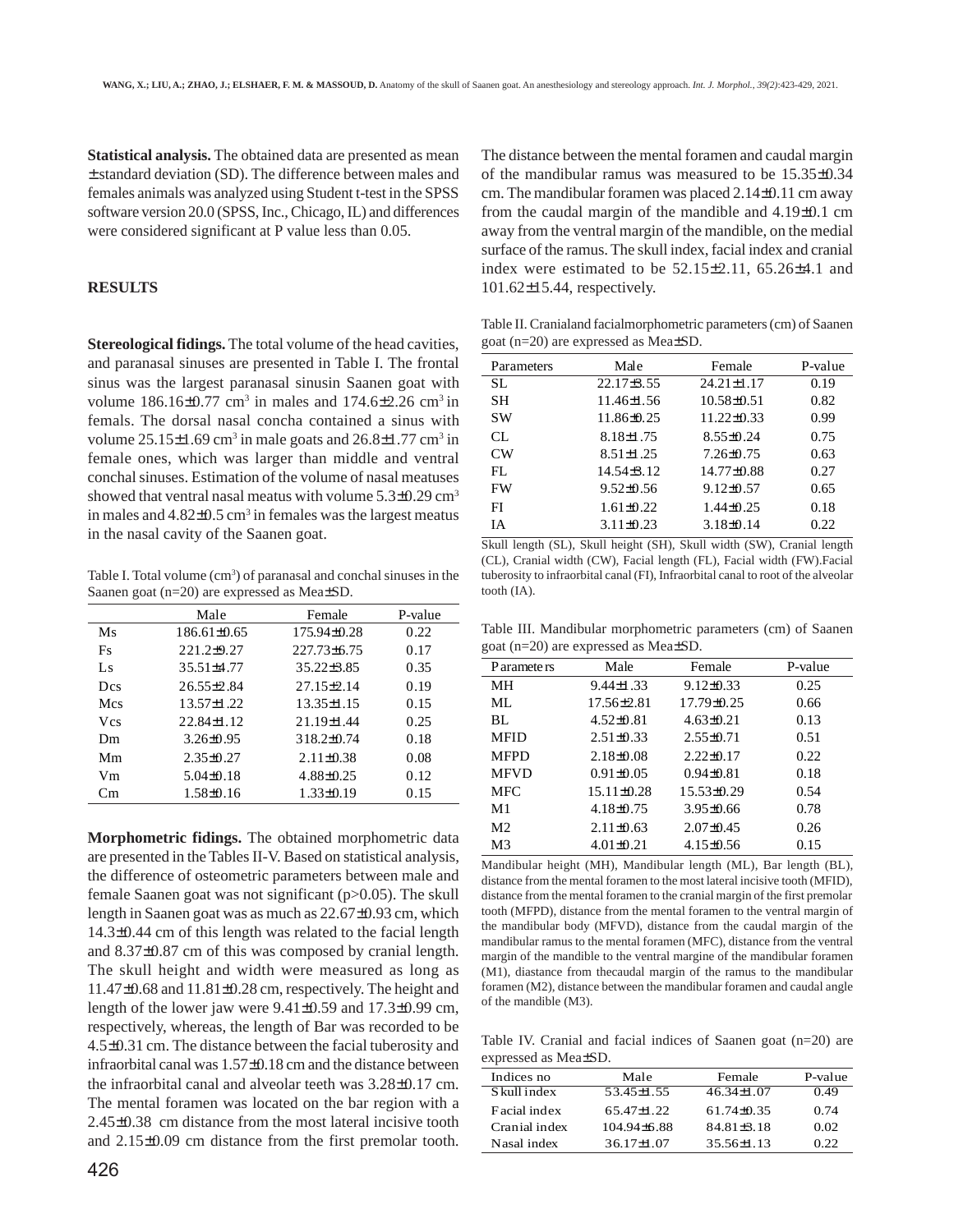**Statistical analysis.** The obtained data are presented as mean ± standard deviation (SD). The difference between males and females animals was analyzed using Student t-test in the SPSS software version 20.0 (SPSS, Inc., Chicago, IL) and differences were considered significant at P value less than 0.05.

## RESULTS

**Stereological fidings.** The total volume of the head cavities, and paranasal sinuses are presented in Table I. The frontal sinus was the largest paranasal sinusin Saanen goat with volume 186.16±0.77 $cm^3$ in males and 174.6±2.26 $cm^3$ in femals. The dorsal nasal concha contained a sinus with volume 25.15±1.69 $cm^3$ in male goats and 26.8±1.77 $cm^3$ in female ones, which was larger than middle and ventral conchal sinuses. Estimation of the volume of nasal meatuses showed that ventral nasal meatus with volume 5.3±0.29 $cm^3$ in males and 4.82±0.5 $cm^3$ in females was the largest meatus in the nasal cavity of the Saanen goat.

Table I. Total volume ($cm^3$) of paranasal and conchal sinuses in the Saanen goat (n=20) are expressed as Mea±SD.

| | Male | Female | P-value |
|---|---|---|---|
| Ms | 186.61±0.65 | 175.94±0.28 | 0.22 |
| Fs | 221.2±9.27 | 227.73±6.75 | 0.17 |
| Ls | 35.51±4.77 | 35.22±3.85 | 0.35 |
| Dcs | 26.55±2.84 | 27.15±2.14 | 0.19 |
| Mcs | 13.57±1.22 | 13.35±1.15 | 0.15 |
| Vcs | 22.84±1.12 | 21.19±1.44 | 0.25 |
| Dm | 3.26±0.95 | 318.2±0.74 | 0.18 |
| Mm | 2.35±0.27 | 2.11±0.38 | 0.08 |
| Vm | 5.04±0.18 | 4.88±0.25 | 0.12 |
| Cm | 1.58±0.16 | 1.33±0.19 | 0.15 |

**Morphometric fidings.** The obtained morphometric data are presented in the Tables II-V. Based on statistical analysis, the difference of osteometric parameters between male and female Saanen goat was not significant (p>0.05). The skull length in Saanen goat was as much as 22.67±0.93 cm, which 14.3±0.44 cm of this length was related to the facial length and 8.37±0.87 cm of this was composed by cranial length. The skull height and width were measured as long as 11.47±0.68 and 11.81±0.28 cm, respectively. The height and length of the lower jaw were 9.41±0.59 and 17.3±0.99 cm, respectively, whereas, the length of Bar was recorded to be 4.5±0.31 cm. The distance between the facial tuberosity and infraorbital canal was 1.57±0.18 cm and the distance between the infraorbital canal and alveolar teeth was 3.28±0.17 cm. The mental foramen was located on the bar region with a 2.45±0.38 cm distance from the most lateral incisive tooth and 2.15±0.09 cm distance from the first premolar tooth. The distance between the mental foramen and caudal margin of the mandibular ramus was measured to be 15.35±0.34 cm. The mandibular foramen was placed 2.14±0.11 cm away from the caudal margin of the mandible and 4.19±0.1 cm away from the ventral margin of the mandible, on the medial surface of the ramus. The skull index, facial index and cranial index were estimated to be 52.15±2.11, 65.26±4.1 and 101.62±15.44, respectively.

Table II. Cranialand facialmorphometric parameters (cm) of Saanen goat (n=20) are expressed as Mea±SD.

| Parameters | Male | Female | P-value |
|---|---|---|---|
| SL | 22.17±3.55 | 24.21±1.17 | 0.19 |
| SH | 11.46±1.56 | 10.58±0.51 | 0.82 |
| SW | 11.86±0.25 | 11.22±0.33 | 0.99 |
| CL | 8.18±1.75 | 8.55±0.24 | 0.75 |
| CW | 8.51±1.25 | 7.26±0.75 | 0.63 |
| FL | 14.54±3.12 | 14.77±0.88 | 0.27 |
| FW | 9.52±0.56 | 9.12±0.57 | 0.65 |
| FI | 1.61±0.22 | 1.44±0.25 | 0.18 |
| IA | 3.11±0.23 | 3.18±0.14 | 0.22 |

Skull length (SL), Skull height (SH), Skull width (SW), Cranial length (CL), Cranial width (CW), Facial length (FL), Facial width (FW).Facial tuberosity to infraorbital canal (FI), Infraorbital canal to root of the alveolar tooth (IA).

Table III. Mandibular morphometric parameters (cm) of Saanen goat (n=20) are expressed as Mea±SD.

| Parameters | Male | Female | P-value |
|---|---|---|---|
| MH | 9.44±1.33 | 9.12±0.33 | 0.25 |
| ML | 17.56±2.81 | 17.79±0.25 | 0.66 |
| BL | 4.52±0.81 | 4.63±0.21 | 0.13 |
| MFID | 2.51±0.33 | 2.55±0.71 | 0.51 |
| MFPD | 2.18±0.08 | 2.22±0.17 | 0.22 |
| MFVD | 0.91±0.05 | 0.94±0.81 | 0.18 |
| MFC | 15.11±0.28 | 15.53±0.29 | 0.54 |
| M1 | 4.18±0.75 | 3.95±0.66 | 0.78 |
| M2 | 2.11±0.63 | 2.07±0.45 | 0.26 |
| M3 | 4.01±0.21 | 4.15±0.56 | 0.15 |

Mandibular height (MH), Mandibular length (ML), Bar length (BL), distance from the mental foramen to the most lateral incisive tooth (MFID), distance from the mental foramen to the cranial margin of the first premolar tooth (MFPD), distance from the mental foramen to the ventral margin of the mandibular body (MFVD), distance from the caudal margin of the mandibular ramus to the mental foramen (MFC), distance from the ventral margin of the mandible to the ventral margine of the mandibular foramen (M1), diastance from thecaudal margin of the ramus to the mandibular foramen (M2), distance between the mandibular foramen and caudal angle of the mandible (M3).

Table IV. Cranial and facial indices of Saanen goat (n=20) are expressed as Mea±SD.

| Indices no | Male | Female | P-value |
|---|---|---|---|
| Skull index | 53.45±1.55 | 46.34±1.07 | 0.49 |
| Facial index | 65.47±1.22 | 61.74±0.35 | 0.74 |
| Cranial index | 104.94±6.88 | 84.81±3.18 | 0.02 |
| Nasal index | 36.17±1.07 | 35.56±1.13 | 0.22 |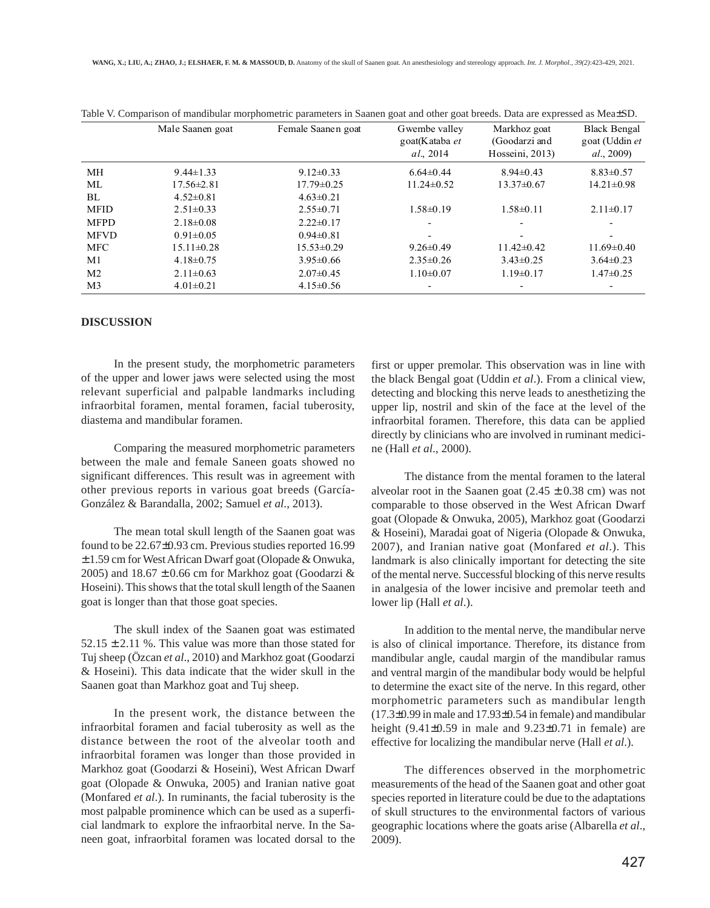Table V. Comparison of mandibular morphometric parameters in Saanen goat and other goat breeds. Data are expressed as Mea±SD.

| | Male Saanen goat | Female Saanen goat | Gwembe valley goat(Kataba *et al*., 2014 | Markhoz goat (Goodarzi and Hosseini, 2013) | Black Bengal goat (Uddin *et al*., 2009) |
|---|---|---|---|---|---|
| MH | 9.44±1.33 | 9.12±0.33 | 6.64±0.44 | 8.94±0.43 | 8.83±0.57 |
| ML | 17.56±2.81 | 17.79±0.25 | 11.24±0.52 | 13.37±0.67 | 14.21±0.98 |
| BL | 4.52±0.81 | 4.63±0.21 | | | |
| MFID | 2.51±0.33 | 2.55±0.71 | 1.58±0.19 | 1.58±0.11 | 2.11±0.17 |
| MFPD | 2.18±0.08 | 2.22±0.17 | - | - | - |
| MFVD | 0.91±0.05 | 0.94±0.81 | - | - | - |
| MFC | 15.11±0.28 | 15.53±0.29 | 9.26±0.49 | 11.42±0.42 | 11.69±0.40 |
| M1 | 4.18±0.75 | 3.95±0.66 | 2.35±0.26 | 3.43±0.25 | 3.64±0.23 |
| M2 | 2.11±0.63 | 2.07±0.45 | 1.10±0.07 | 1.19±0.17 | 1.47±0.25 |
| M3 | 4.01±0.21 | 4.15±0.56 | - | - | - |

## DISCUSSION

In the present study, the morphometric parameters of the upper and lower jaws were selected using the most relevant superficial and palpable landmarks including infraorbital foramen, mental foramen, facial tuberosity, diastema and mandibular foramen.

Comparing the measured morphometric parameters between the male and female Saneen goats showed no significant differences. This result was in agreement with other previous reports in various goat breeds (García-González & Barandalla, 2002; Samuel *et al*., 2013).

The mean total skull length of the Saanen goat was found to be 22.67±0.93 cm. Previous studies reported 16.99 ± 1.59 cm for West African Dwarf goat (Olopade & Onwuka, 2005) and 18.67 ± 0.66 cm for Markhoz goat (Goodarzi & Hoseini). This shows that the total skull length of the Saanen goat is longer than that those goat species.

The skull index of the Saanen goat was estimated 52.15 ± 2.11 %. This value was more than those stated for Tuj sheep (Özcan *et al*., 2010) and Markhoz goat (Goodarzi & Hoseini). This data indicate that the wider skull in the Saanen goat than Markhoz goat and Tuj sheep.

In the present work, the distance between the infraorbital foramen and facial tuberosity as well as the distance between the root of the alveolar tooth and infraorbital foramen was longer than those provided in Markhoz goat (Goodarzi & Hoseini), West African Dwarf goat (Olopade & Onwuka, 2005) and Iranian native goat (Monfared *et al*.). In ruminants, the facial tuberosity is the most palpable prominence which can be used as a superficial landmark to explore the infraorbital nerve. In the Saneen goat, infraorbital foramen was located dorsal to the first or upper premolar. This observation was in line with the black Bengal goat (Uddin *et al*.). From a clinical view, detecting and blocking this nerve leads to anesthetizing the upper lip, nostril and skin of the face at the level of the infraorbital foramen. Therefore, this data can be applied directly by clinicians who are involved in ruminant medicine (Hall *et al*., 2000).

The distance from the mental foramen to the lateral alveolar root in the Saanen goat (2.45 ± 0.38 cm) was not comparable to those observed in the West African Dwarf goat (Olopade & Onwuka, 2005), Markhoz goat (Goodarzi & Hoseini), Maradai goat of Nigeria (Olopade & Onwuka, 2007), and Iranian native goat (Monfared *et al*.). This landmark is also clinically important for detecting the site of the mental nerve. Successful blocking of this nerve results in analgesia of the lower incisive and premolar teeth and lower lip (Hall *et al*.).

In addition to the mental nerve, the mandibular nerve is also of clinical importance. Therefore, its distance from mandibular angle, caudal margin of the mandibular ramus and ventral margin of the mandibular body would be helpful to determine the exact site of the nerve. In this regard, other morphometric parameters such as mandibular length (17.3±0.99 in male and 17.93±0.54 in female) and mandibular height (9.41±0.59 in male and 9.23±0.71 in female) are effective for localizing the mandibular nerve (Hall *et al*.).

The differences observed in the morphometric measurements of the head of the Saanen goat and other goat species reported in literature could be due to the adaptations of skull structures to the environmental factors of various geographic locations where the goats arise (Albarella *et al*., 2009).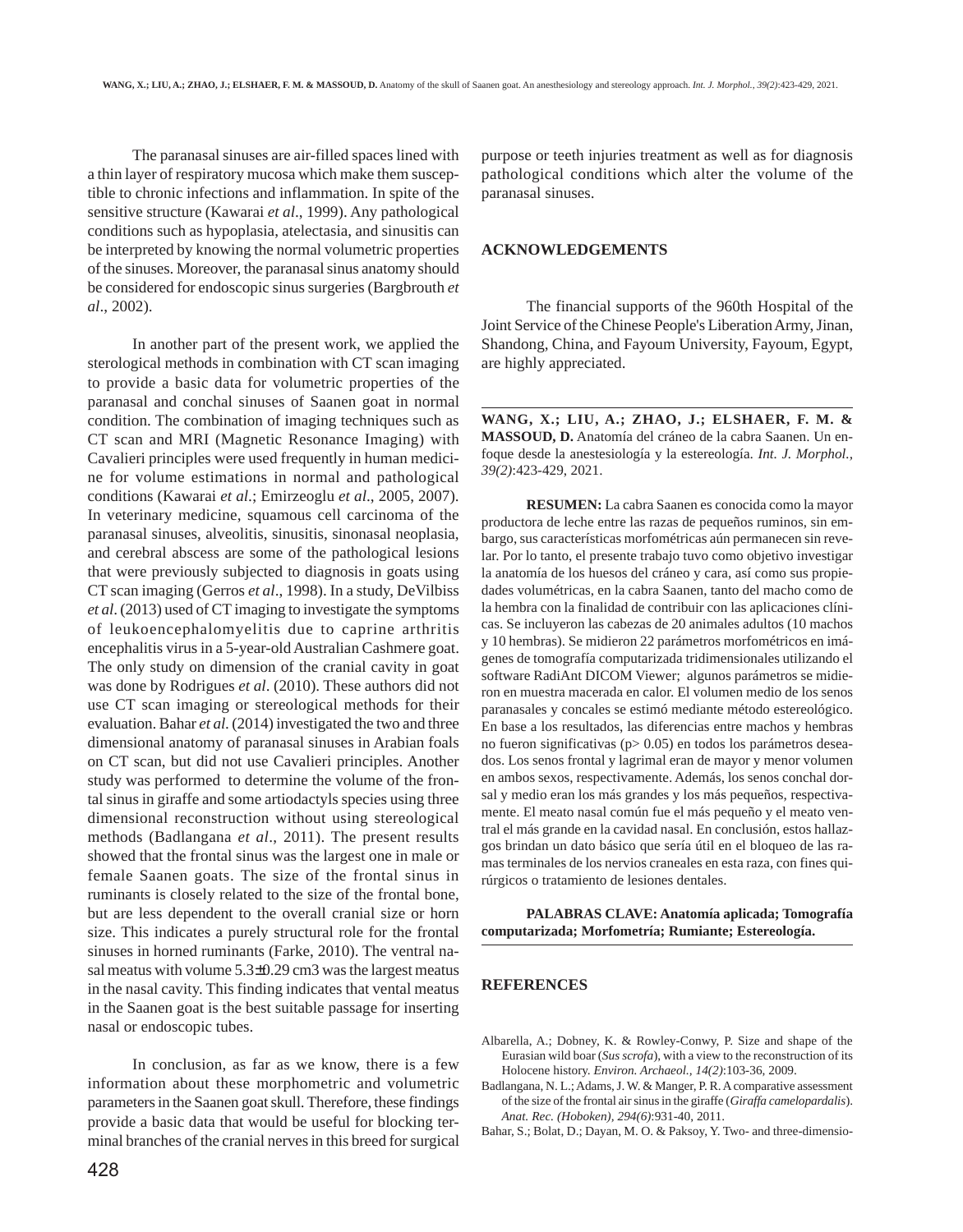The paranasal sinuses are air-filled spaces lined with a thin layer of respiratory mucosa which make them susceptible to chronic infections and inflammation. In spite of the sensitive structure (Kawarai *et al*., 1999). Any pathological conditions such as hypoplasia, atelectasia, and sinusitis can be interpreted by knowing the normal volumetric properties of the sinuses. Moreover, the paranasal sinus anatomy should be considered for endoscopic sinus surgeries (Bargbrouth *et al*., 2002).

In another part of the present work, we applied the sterological methods in combination with CT scan imaging to provide a basic data for volumetric properties of the paranasal and conchal sinuses of Saanen goat in normal condition. The combination of imaging techniques such as CT scan and MRI (Magnetic Resonance Imaging) with Cavalieri principles were used frequently in human medicine for volume estimations in normal and pathological conditions (Kawarai *et al*.; Emirzeoglu *et al*., 2005, 2007). In veterinary medicine, squamous cell carcinoma of the paranasal sinuses, alveolitis, sinusitis, sinonasal neoplasia, and cerebral abscess are some of the pathological lesions that were previously subjected to diagnosis in goats using CT scan imaging (Gerros *et al*., 1998). In a study, DeVilbiss *et al*. (2013) used of CT imaging to investigate the symptoms of leukoencephalomyelitis due to caprine arthritis encephalitis virus in a 5-year-old Australian Cashmere goat. The only study on dimension of the cranial cavity in goat was done by Rodrigues *et al*. (2010). These authors did not use CT scan imaging or stereological methods for their evaluation. Bahar *et al*. (2014) investigated the two and three dimensional anatomy of paranasal sinuses in Arabian foals on CT scan, but did not use Cavalieri principles. Another study was performed to determine the volume of the frontal sinus in giraffe and some artiodactyls species using three dimensional reconstruction without using stereological methods (Badlangana *et al*., 2011). The present results showed that the frontal sinus was the largest one in male or female Saanen goats. The size of the frontal sinus in ruminants is closely related to the size of the frontal bone, but are less dependent to the overall cranial size or horn size. This indicates a purely structural role for the frontal sinuses in horned ruminants (Farke, 2010). The ventral nasal meatus with volume 5.3±0.29 cm3 was the largest meatus in the nasal cavity. This finding indicates that vental meatus in the Saanen goat is the best suitable passage for inserting nasal or endoscopic tubes.

In conclusion, as far as we know, there is a few information about these morphometric and volumetric parameters in the Saanen goat skull. Therefore, these findings provide a basic data that would be useful for blocking terminal branches of the cranial nerves in this breed for surgical purpose or teeth injuries treatment as well as for diagnosis pathological conditions which alter the volume of the paranasal sinuses.

## ACKNOWLEDGEMENTS

The financial supports of the 960th Hospital of the Joint Service of the Chinese People's Liberation Army, Jinan, Shandong, China, and Fayoum University, Fayoum, Egypt, are highly appreciated.

---

**WANG, X.; LIU, A.; ZHAO, J.; ELSHAER, F. M. & MASSOUD, D.** Anatomía del cráneo de la cabra Saanen. Un enfoque desde la anestesiología y la estereología. *Int. J. Morphol., 39(2)*:423-429, 2021.

**RESUMEN:** La cabra Saanen es conocida como la mayor productora de leche entre las razas de pequeños ruminos, sin embargo, sus características morfométricas aún permanecen sin revelar. Por lo tanto, el presente trabajo tuvo como objetivo investigar la anatomía de los huesos del cráneo y cara, así como sus propiedades volumétricas, en la cabra Saanen, tanto del macho como de la hembra con la finalidad de contribuir con las aplicaciones clínicas. Se incluyeron las cabezas de 20 animales adultos (10 machos y 10 hembras). Se midieron 22 parámetros morfométricos en imágenes de tomografía computarizada tridimensionales utilizando el software RadiAnt DICOM Viewer; algunos parámetros se midieron en muestra macerada en calor. El volumen medio de los senos paranasales y concales se estimó mediante método estereológico. En base a los resultados, las diferencias entre machos y hembras no fueron significativas (p> 0.05) en todos los parámetros deseados. Los senos frontal y lagrimal eran de mayor y menor volumen en ambos sexos, respectivamente. Además, los senos conchal dorsal y medio eran los más grandes y los más pequeños, respectivamente. El meato nasal común fue el más pequeño y el meato ventral el más grande en la cavidad nasal. En conclusión, estos hallazgos brindan un dato básico que sería útil en el bloqueo de las ramas terminales de los nervios craneales en esta raza, con fines quirúrgicos o tratamiento de lesiones dentales.

**PALABRAS CLAVE: Anatomía aplicada; Tomografía computarizada; Morfometría; Rumiante; Estereología.**

---

## REFERENCES

Albarella, A.; Dobney, K. & Rowley-Conwy, P. Size and shape of the Eurasian wild boar (*Sus scrofa*), with a view to the reconstruction of its Holocene history. *Environ. Archaeol., 14(2)*:103-36, 2009.

Badlangana, N. L.; Adams, J. W. & Manger, P. R. A comparative assessment of the size of the frontal air sinus in the giraffe (*Giraffa camelopardalis*). *Anat. Rec. (Hoboken), 294(6)*:931-40, 2011.

Bahar, S.; Bolat, D.; Dayan, M. O. & Paksoy, Y. Two- and three-dimensio-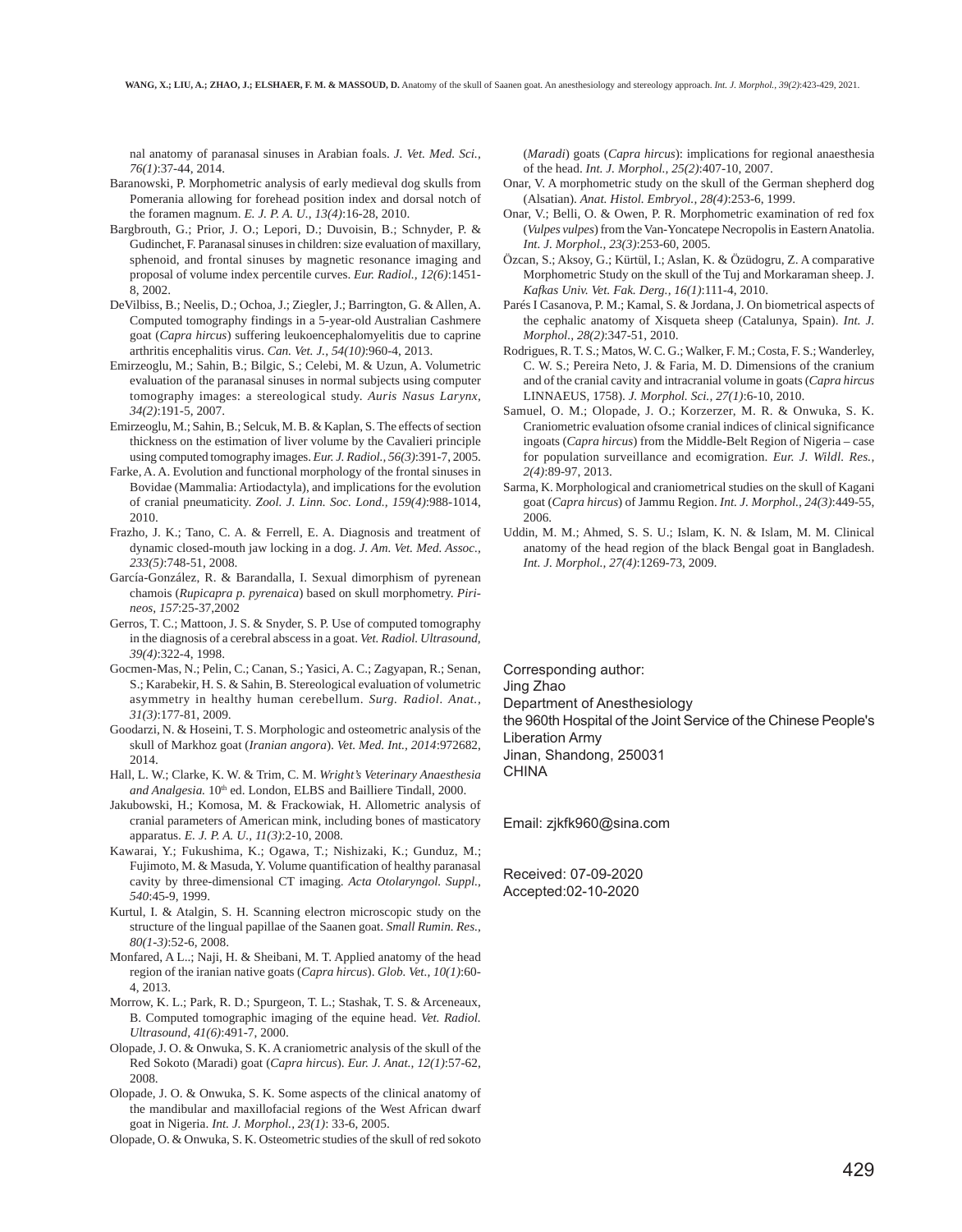nal anatomy of paranasal sinuses in Arabian foals. *J. Vet. Med. Sci., 76(1)*:37-44, 2014.

Baranowski, P. Morphometric analysis of early medieval dog skulls from Pomerania allowing for forehead position index and dorsal notch of the foramen magnum. *E. J. P. A. U., 13(4)*:16-28, 2010.

Bargbrouth, G.; Prior, J. O.; Lepori, D.; Duvoisin, B.; Schnyder, P. & Gudinchet, F. Paranasal sinuses in children: size evaluation of maxillary, sphenoid, and frontal sinuses by magnetic resonance imaging and proposal of volume index percentile curves. *Eur. Radiol., 12(6)*:1451-8, 2002.

DeVilbiss, B.; Neelis, D.; Ochoa, J.; Ziegler, J.; Barrington, G. & Allen, A. Computed tomography findings in a 5-year-old Australian Cashmere goat (*Capra hircus*) suffering leukoencephalomyelitis due to caprine arthritis encephalitis virus. *Can. Vet. J., 54(10)*:960-4, 2013.

Emirzeoglu, M.; Sahin, B.; Bilgic, S.; Celebi, M. & Uzun, A. Volumetric evaluation of the paranasal sinuses in normal subjects using computer tomography images: a stereological study. *Auris Nasus Larynx, 34(2)*:191-5, 2007.

Emirzeoglu, M.; Sahin, B.; Selcuk, M. B. & Kaplan, S. The effects of section thickness on the estimation of liver volume by the Cavalieri principle using computed tomography images. *Eur. J. Radiol., 56(3)*:391-7, 2005.

Farke, A. A. Evolution and functional morphology of the frontal sinuses in Bovidae (Mammalia: Artiodactyla), and implications for the evolution of cranial pneumaticity. *Zool. J. Linn. Soc. Lond., 159(4)*:988-1014, 2010.

Frazho, J. K.; Tano, C. A. & Ferrell, E. A. Diagnosis and treatment of dynamic closed-mouth jaw locking in a dog. *J. Am. Vet. Med. Assoc., 233(5)*:748-51, 2008.

García-González, R. & Barandalla, I. Sexual dimorphism of pyrenean chamois (*Rupicapra p. pyrenaica*) based on skull morphometry. *Pirineos, 157*:25-37,2002

Gerros, T. C.; Mattoon, J. S. & Snyder, S. P. Use of computed tomography in the diagnosis of a cerebral abscess in a goat. *Vet. Radiol. Ultrasound, 39(4)*:322-4, 1998.

Gocmen-Mas, N.; Pelin, C.; Canan, S.; Yasici, A. C.; Zagyapan, R.; Senan, S.; Karabekir, H. S. & Sahin, B. Stereological evaluation of volumetric asymmetry in healthy human cerebellum. *Surg. Radiol. Anat., 31(3)*:177-81, 2009.

Goodarzi, N. & Hoseini, T. S. Morphologic and osteometric analysis of the skull of Markhoz goat (*Iranian angora*). *Vet. Med. Int., 2014*:972682, 2014.

Hall, L. W.; Clarke, K. W. & Trim, C. M. *Wright's Veterinary Anaesthesia and Analgesia.* 10th ed. London, ELBS and Bailliere Tindall, 2000.

Jakubowski, H.; Komosa, M. & Frackowiak, H. Allometric analysis of cranial parameters of American mink, including bones of masticatory apparatus. *E. J. P. A. U., 11(3)*:2-10, 2008.

Kawarai, Y.; Fukushima, K.; Ogawa, T.; Nishizaki, K.; Gunduz, M.; Fujimoto, M. & Masuda, Y. Volume quantification of healthy paranasal cavity by three-dimensional CT imaging. *Acta Otolaryngol. Suppl., 540*:45-9, 1999.

Kurtul, I. & Atalgin, S. H. Scanning electron microscopic study on the structure of the lingual papillae of the Saanen goat. *Small Rumin. Res., 80(1-3)*:52-6, 2008.

Monfared, A L..; Naji, H. & Sheibani, M. T. Applied anatomy of the head region of the iranian native goats (*Capra hircus*). *Glob. Vet., 10(1)*:60-4, 2013.

Morrow, K. L.; Park, R. D.; Spurgeon, T. L.; Stashak, T. S. & Arceneaux, B. Computed tomographic imaging of the equine head. *Vet. Radiol. Ultrasound, 41(6)*:491-7, 2000.

Olopade, J. O. & Onwuka, S. K. A craniometric analysis of the skull of the Red Sokoto (Maradi) goat (*Capra hircus*). *Eur. J. Anat., 12(1)*:57-62, 2008.

Olopade, J. O. & Onwuka, S. K. Some aspects of the clinical anatomy of the mandibular and maxillofacial regions of the West African dwarf goat in Nigeria. *Int. J. Morphol., 23(1)*: 33-6, 2005.

Olopade, O. & Onwuka, S. K. Osteometric studies of the skull of red sokoto (*Maradi*) goats (*Capra hircus*): implications for regional anaesthesia of the head. *Int. J. Morphol., 25(2)*:407-10, 2007.

Onar, V. A morphometric study on the skull of the German shepherd dog (Alsatian). *Anat. Histol. Embryol., 28(4)*:253-6, 1999.

Onar, V.; Belli, O. & Owen, P. R. Morphometric examination of red fox (*Vulpes vulpes*) from the Van-Yoncatepe Necropolis in Eastern Anatolia. *Int. J. Morphol., 23(3)*:253-60, 2005.

Özcan, S.; Aksoy, G.; Kürtül, I.; Aslan, K. & Özüdogru, Z. A comparative Morphometric Study on the skull of the Tuj and Morkaraman sheep. J. *Kafkas Univ. Vet. Fak. Derg., 16(1)*:111-4, 2010.

Parés I Casanova, P. M.; Kamal, S. & Jordana, J. On biometrical aspects of the cephalic anatomy of Xisqueta sheep (Catalunya, Spain). *Int. J. Morphol., 28(2)*:347-51, 2010.

Rodrigues, R. T. S.; Matos, W. C. G.; Walker, F. M.; Costa, F. S.; Wanderley, C. W. S.; Pereira Neto, J. & Faria, M. D. Dimensions of the cranium and of the cranial cavity and intracranial volume in goats (*Capra hircus* LINNAEUS, 1758). *J. Morphol. Sci., 27(1)*:6-10, 2010.

Samuel, O. M.; Olopade, J. O.; Korzerzer, M. R. & Onwuka, S. K. Craniometric evaluation ofsome cranial indices of clinical significance ingoats (*Capra hircus*) from the Middle-Belt Region of Nigeria – case for population surveillance and ecomigration. *Eur. J. Wildl. Res., 2(4)*:89-97, 2013.

Sarma, K. Morphological and craniometrical studies on the skull of Kagani goat (*Capra hircus*) of Jammu Region. *Int. J. Morphol., 24(3)*:449-55, 2006.

Uddin, M. M.; Ahmed, S. S. U.; Islam, K. N. & Islam, M. M. Clinical anatomy of the head region of the black Bengal goat in Bangladesh. *Int. J. Morphol., 27(4)*:1269-73, 2009.

Corresponding author:
Jing Zhao
Department of Anesthesiology
the 960th Hospital of the Joint Service of the Chinese People's Liberation Army
Jinan, Shandong, 250031
CHINA

Email: zjkfk960@sina.com

Received: 07-09-2020
Accepted:02-10-2020